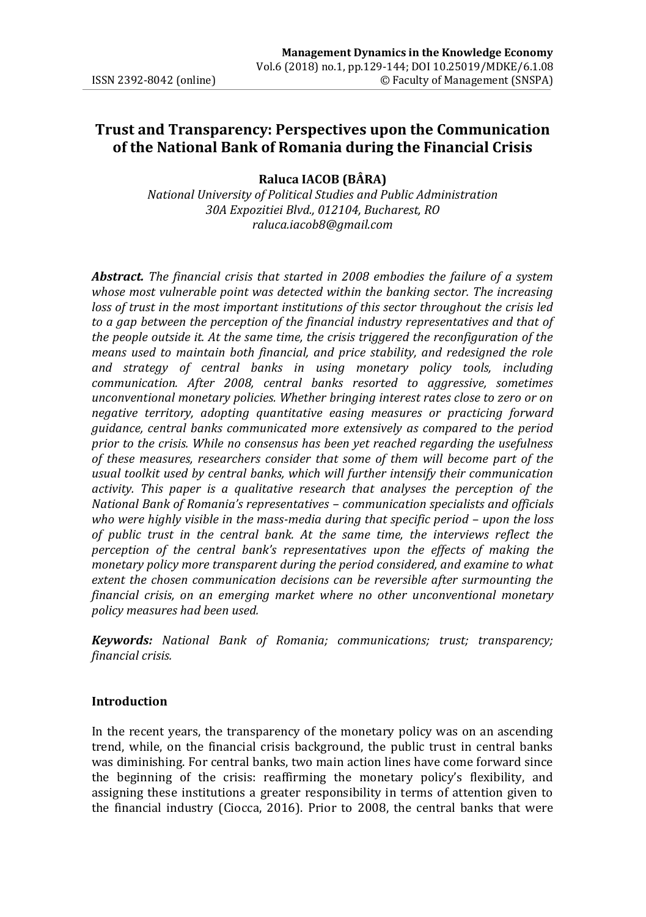# Trust and Transparency: Perspectives upon the Communication of the National Bank of Romania during the Financial Crisis

**Raluca IACOB (BÂRA)**

*National University of Political Studies and Public Administration*
*30A Expozitiei Blvd., 012104, Bucharest, RO*
*raluca.iacob8@gmail.com*

***Abstract.*** *The financial crisis that started in 2008 embodies the failure of a system whose most vulnerable point was detected within the banking sector. The increasing loss of trust in the most important institutions of this sector throughout the crisis led to a gap between the perception of the financial industry representatives and that of the people outside it. At the same time, the crisis triggered the reconfiguration of the means used to maintain both financial, and price stability, and redesigned the role and strategy of central banks in using monetary policy tools, including communication. After 2008, central banks resorted to aggressive, sometimes unconventional monetary policies. Whether bringing interest rates close to zero or on negative territory, adopting quantitative easing measures or practicing forward guidance, central banks communicated more extensively as compared to the period prior to the crisis. While no consensus has been yet reached regarding the usefulness of these measures, researchers consider that some of them will become part of the usual toolkit used by central banks, which will further intensify their communication activity. This paper is a qualitative research that analyses the perception of the National Bank of Romania's representatives – communication specialists and officials who were highly visible in the mass-media during that specific period – upon the loss of public trust in the central bank. At the same time, the interviews reflect the perception of the central bank's representatives upon the effects of making the monetary policy more transparent during the period considered, and examine to what extent the chosen communication decisions can be reversible after surmounting the financial crisis, on an emerging market where no other unconventional monetary policy measures had been used.*

***Keywords:*** *National Bank of Romania; communications; trust; transparency; financial crisis.*

## Introduction

In the recent years, the transparency of the monetary policy was on an ascending trend, while, on the financial crisis background, the public trust in central banks was diminishing. For central banks, two main action lines have come forward since the beginning of the crisis: reaffirming the monetary policy's flexibility, and assigning these institutions a greater responsibility in terms of attention given to the financial industry (Ciocca, 2016). Prior to 2008, the central banks that were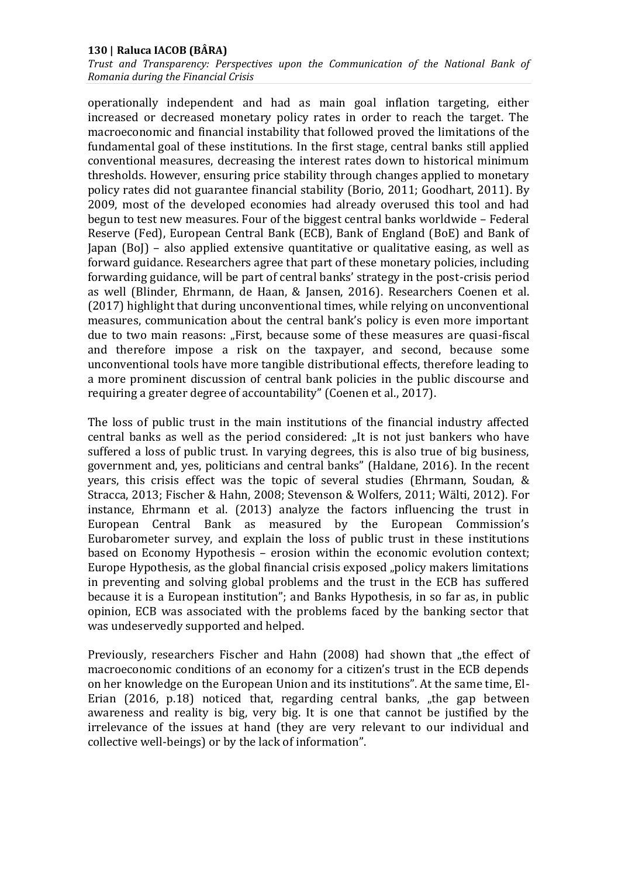operationally independent and had as main goal inflation targeting, either increased or decreased monetary policy rates in order to reach the target. The macroeconomic and financial instability that followed proved the limitations of the fundamental goal of these institutions. In the first stage, central banks still applied conventional measures, decreasing the interest rates down to historical minimum thresholds. However, ensuring price stability through changes applied to monetary policy rates did not guarantee financial stability (Borio, 2011; Goodhart, 2011). By 2009, most of the developed economies had already overused this tool and had begun to test new measures. Four of the biggest central banks worldwide – Federal Reserve (Fed), European Central Bank (ECB), Bank of England (BoE) and Bank of Japan (BoJ) – also applied extensive quantitative or qualitative easing, as well as forward guidance. Researchers agree that part of these monetary policies, including forwarding guidance, will be part of central banks' strategy in the post-crisis period as well (Blinder, Ehrmann, de Haan, & Jansen, 2016). Researchers Coenen et al. (2017) highlight that during unconventional times, while relying on unconventional measures, communication about the central bank's policy is even more important due to two main reasons: „First, because some of these measures are quasi-fiscal and therefore impose a risk on the taxpayer, and second, because some unconventional tools have more tangible distributional effects, therefore leading to a more prominent discussion of central bank policies in the public discourse and requiring a greater degree of accountability" (Coenen et al., 2017).

The loss of public trust in the main institutions of the financial industry affected central banks as well as the period considered: „It is not just bankers who have suffered a loss of public trust. In varying degrees, this is also true of big business, government and, yes, politicians and central banks" (Haldane, 2016). In the recent years, this crisis effect was the topic of several studies (Ehrmann, Soudan, & Stracca, 2013; Fischer & Hahn, 2008; Stevenson & Wolfers, 2011; Wälti, 2012). For instance, Ehrmann et al. (2013) analyze the factors influencing the trust in European Central Bank as measured by the European Commission's Eurobarometer survey, and explain the loss of public trust in these institutions based on Economy Hypothesis – erosion within the economic evolution context; Europe Hypothesis, as the global financial crisis exposed „policy makers limitations in preventing and solving global problems and the trust in the ECB has suffered because it is a European institution"; and Banks Hypothesis, in so far as, in public opinion, ECB was associated with the problems faced by the banking sector that was undeservedly supported and helped.

Previously, researchers Fischer and Hahn (2008) had shown that „the effect of macroeconomic conditions of an economy for a citizen's trust in the ECB depends on her knowledge on the European Union and its institutions". At the same time, El-Erian (2016, p.18) noticed that, regarding central banks, „the gap between awareness and reality is big, very big. It is one that cannot be justified by the irrelevance of the issues at hand (they are very relevant to our individual and collective well-beings) or by the lack of information".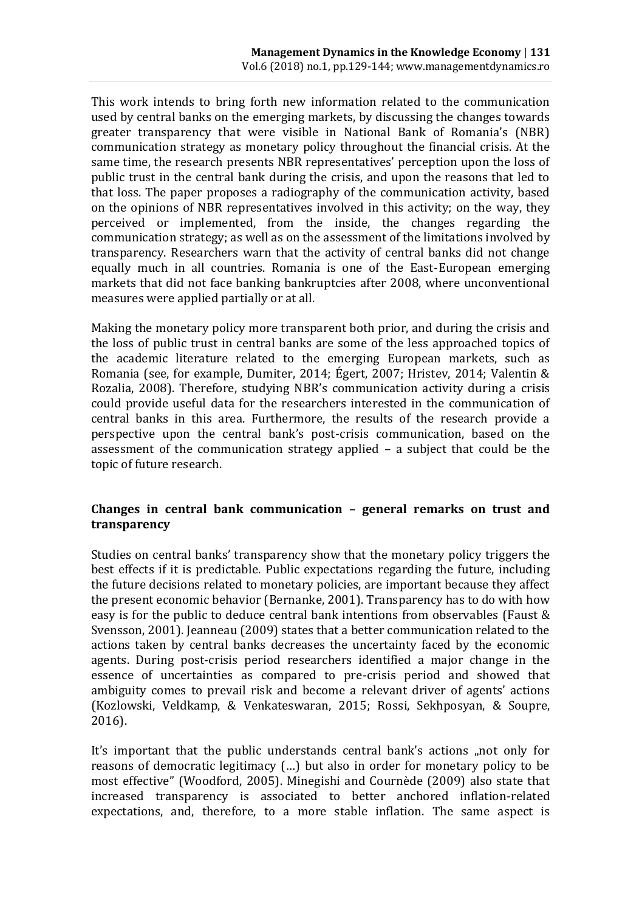This work intends to bring forth new information related to the communication used by central banks on the emerging markets, by discussing the changes towards greater transparency that were visible in National Bank of Romania's (NBR) communication strategy as monetary policy throughout the financial crisis. At the same time, the research presents NBR representatives' perception upon the loss of public trust in the central bank during the crisis, and upon the reasons that led to that loss. The paper proposes a radiography of the communication activity, based on the opinions of NBR representatives involved in this activity; on the way, they perceived or implemented, from the inside, the changes regarding the communication strategy; as well as on the assessment of the limitations involved by transparency. Researchers warn that the activity of central banks did not change equally much in all countries. Romania is one of the East-European emerging markets that did not face banking bankruptcies after 2008, where unconventional measures were applied partially or at all.

Making the monetary policy more transparent both prior, and during the crisis and the loss of public trust in central banks are some of the less approached topics of the academic literature related to the emerging European markets, such as Romania (see, for example, Dumiter, 2014; Égert, 2007; Hristev, 2014; Valentin & Rozalia, 2008). Therefore, studying NBR's communication activity during a crisis could provide useful data for the researchers interested in the communication of central banks in this area. Furthermore, the results of the research provide a perspective upon the central bank's post-crisis communication, based on the assessment of the communication strategy applied – a subject that could be the topic of future research.

## Changes in central bank communication – general remarks on trust and transparency

Studies on central banks' transparency show that the monetary policy triggers the best effects if it is predictable. Public expectations regarding the future, including the future decisions related to monetary policies, are important because they affect the present economic behavior (Bernanke, 2001). Transparency has to do with how easy is for the public to deduce central bank intentions from observables (Faust & Svensson, 2001). Jeanneau (2009) states that a better communication related to the actions taken by central banks decreases the uncertainty faced by the economic agents. During post-crisis period researchers identified a major change in the essence of uncertainties as compared to pre-crisis period and showed that ambiguity comes to prevail risk and become a relevant driver of agents' actions (Kozlowski, Veldkamp, & Venkateswaran, 2015; Rossi, Sekhposyan, & Soupre, 2016).

It's important that the public understands central bank's actions „not only for reasons of democratic legitimacy (...) but also in order for monetary policy to be most effective" (Woodford, 2005). Minegishi and Cournède (2009) also state that increased transparency is associated to better anchored inflation-related expectations, and, therefore, to a more stable inflation. The same aspect is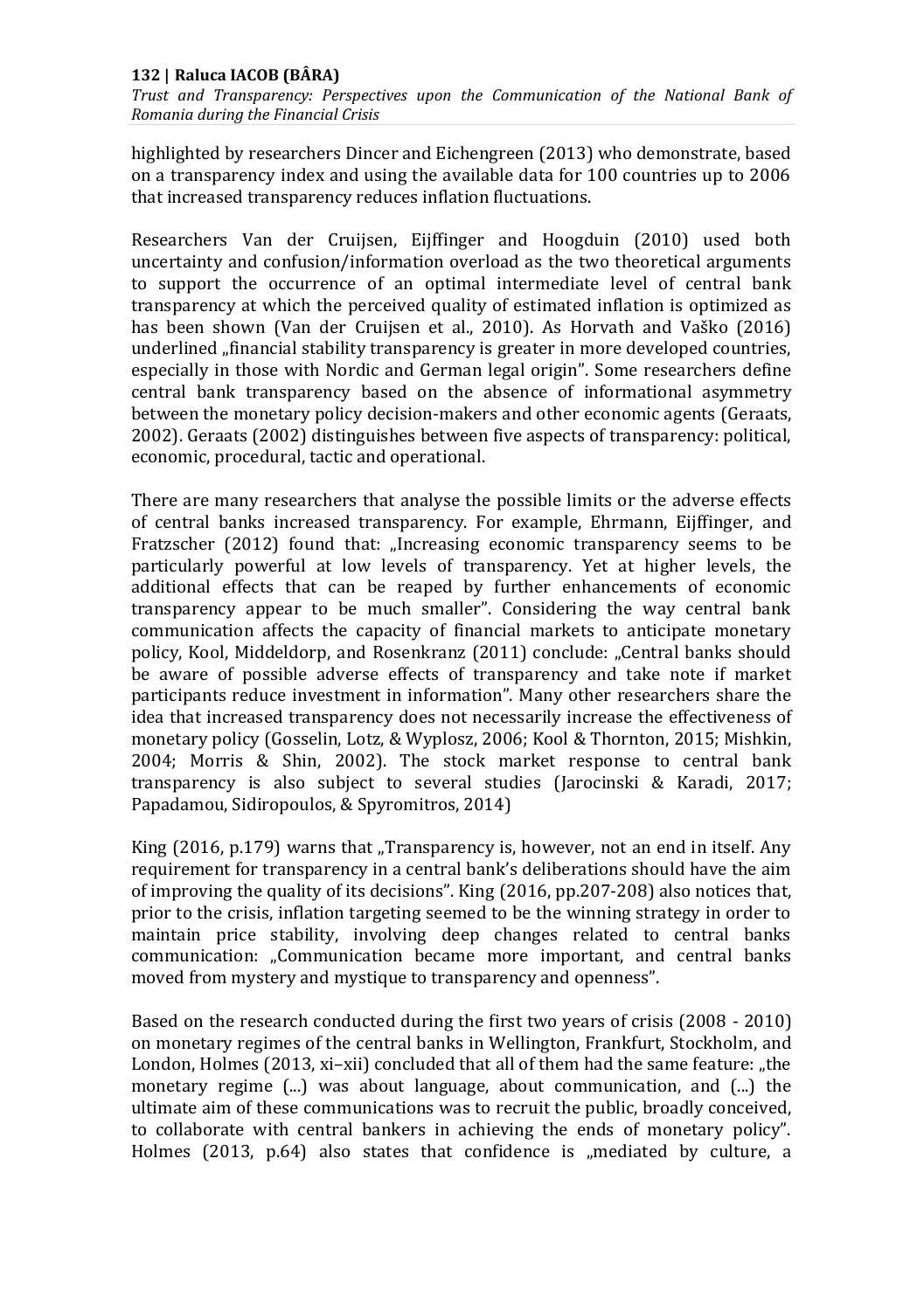highlighted by researchers Dincer and Eichengreen (2013) who demonstrate, based on a transparency index and using the available data for 100 countries up to 2006 that increased transparency reduces inflation fluctuations.

Researchers Van der Cruijsen, Eijffinger and Hoogduin (2010) used both uncertainty and confusion/information overload as the two theoretical arguments to support the occurrence of an optimal intermediate level of central bank transparency at which the perceived quality of estimated inflation is optimized as has been shown (Van der Cruijsen et al., 2010). As Horvath and Vaško (2016) underlined „financial stability transparency is greater in more developed countries, especially in those with Nordic and German legal origin". Some researchers define central bank transparency based on the absence of informational asymmetry between the monetary policy decision-makers and other economic agents (Geraats, 2002). Geraats (2002) distinguishes between five aspects of transparency: political, economic, procedural, tactic and operational.

There are many researchers that analyse the possible limits or the adverse effects of central banks increased transparency. For example, Ehrmann, Eijffinger, and Fratzscher (2012) found that: „Increasing economic transparency seems to be particularly powerful at low levels of transparency. Yet at higher levels, the additional effects that can be reaped by further enhancements of economic transparency appear to be much smaller". Considering the way central bank communication affects the capacity of financial markets to anticipate monetary policy, Kool, Middeldorp, and Rosenkranz (2011) conclude: „Central banks should be aware of possible adverse effects of transparency and take note if market participants reduce investment in information". Many other researchers share the idea that increased transparency does not necessarily increase the effectiveness of monetary policy (Gosselin, Lotz, & Wyplosz, 2006; Kool & Thornton, 2015; Mishkin, 2004; Morris & Shin, 2002). The stock market response to central bank transparency is also subject to several studies (Jarocinski & Karadi, 2017; Papadamou, Sidiropoulos, & Spyromitros, 2014)

King (2016, p.179) warns that „Transparency is, however, not an end in itself. Any requirement for transparency in a central bank's deliberations should have the aim of improving the quality of its decisions". King (2016, pp.207-208) also notices that, prior to the crisis, inflation targeting seemed to be the winning strategy in order to maintain price stability, involving deep changes related to central banks communication: „Communication became more important, and central banks moved from mystery and mystique to transparency and openness".

Based on the research conducted during the first two years of crisis (2008 - 2010) on monetary regimes of the central banks in Wellington, Frankfurt, Stockholm, and London, Holmes (2013, xi–xii) concluded that all of them had the same feature: „the monetary regime (...) was about language, about communication, and (...) the ultimate aim of these communications was to recruit the public, broadly conceived, to collaborate with central bankers in achieving the ends of monetary policy". Holmes (2013, p.64) also states that confidence is „mediated by culture, a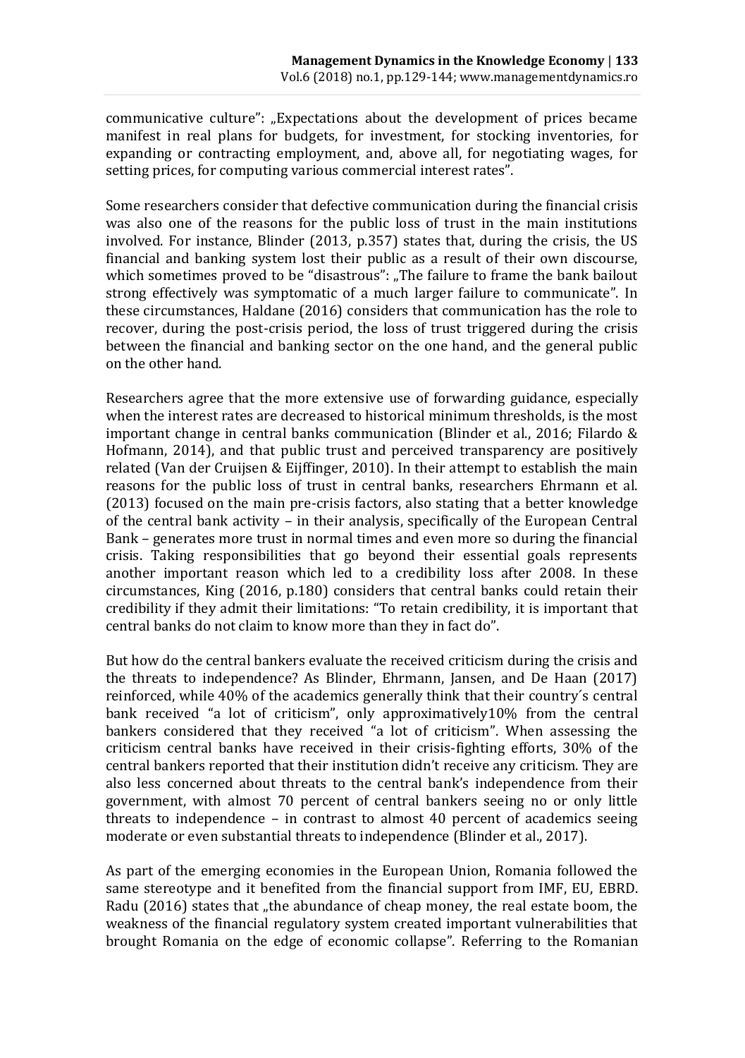communicative culture": „Expectations about the development of prices became manifest in real plans for budgets, for investment, for stocking inventories, for expanding or contracting employment, and, above all, for negotiating wages, for setting prices, for computing various commercial interest rates".

Some researchers consider that defective communication during the financial crisis was also one of the reasons for the public loss of trust in the main institutions involved. For instance, Blinder (2013, p.357) states that, during the crisis, the US financial and banking system lost their public as a result of their own discourse, which sometimes proved to be "disastrous": „The failure to frame the bank bailout strong effectively was symptomatic of a much larger failure to communicate". In these circumstances, Haldane (2016) considers that communication has the role to recover, during the post-crisis period, the loss of trust triggered during the crisis between the financial and banking sector on the one hand, and the general public on the other hand.

Researchers agree that the more extensive use of forwarding guidance, especially when the interest rates are decreased to historical minimum thresholds, is the most important change in central banks communication (Blinder et al., 2016; Filardo & Hofmann, 2014), and that public trust and perceived transparency are positively related (Van der Cruijsen & Eijffinger, 2010). In their attempt to establish the main reasons for the public loss of trust in central banks, researchers Ehrmann et al. (2013) focused on the main pre-crisis factors, also stating that a better knowledge of the central bank activity – in their analysis, specifically of the European Central Bank – generates more trust in normal times and even more so during the financial crisis. Taking responsibilities that go beyond their essential goals represents another important reason which led to a credibility loss after 2008. In these circumstances, King (2016, p.180) considers that central banks could retain their credibility if they admit their limitations: "To retain credibility, it is important that central banks do not claim to know more than they in fact do".

But how do the central bankers evaluate the received criticism during the crisis and the threats to independence? As Blinder, Ehrmann, Jansen, and De Haan (2017) reinforced, while 40% of the academics generally think that their country´s central bank received "a lot of criticism", only approximatively10% from the central bankers considered that they received "a lot of criticism". When assessing the criticism central banks have received in their crisis-fighting efforts, 30% of the central bankers reported that their institution didn't receive any criticism. They are also less concerned about threats to the central bank's independence from their government, with almost 70 percent of central bankers seeing no or only little threats to independence – in contrast to almost 40 percent of academics seeing moderate or even substantial threats to independence (Blinder et al., 2017).

As part of the emerging economies in the European Union, Romania followed the same stereotype and it benefited from the financial support from IMF, EU, EBRD. Radu (2016) states that „the abundance of cheap money, the real estate boom, the weakness of the financial regulatory system created important vulnerabilities that brought Romania on the edge of economic collapse". Referring to the Romanian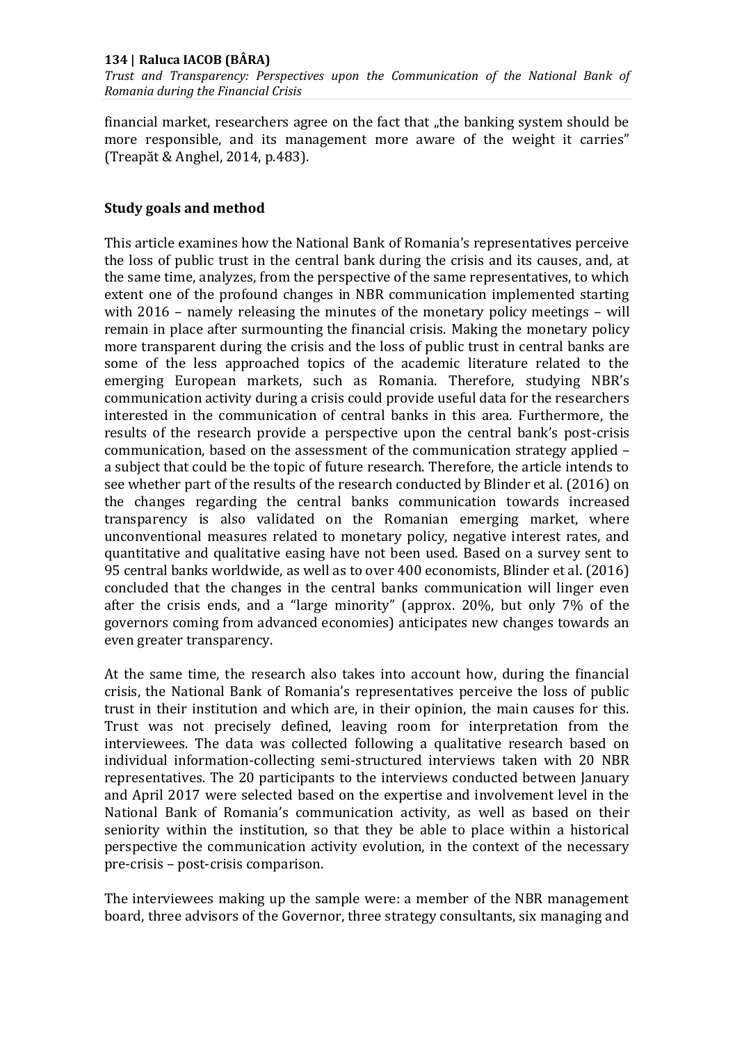financial market, researchers agree on the fact that „the banking system should be more responsible, and its management more aware of the weight it carries" (Treapăt & Anghel, 2014, p.483).

## Study goals and method

This article examines how the National Bank of Romania's representatives perceive the loss of public trust in the central bank during the crisis and its causes, and, at the same time, analyzes, from the perspective of the same representatives, to which extent one of the profound changes in NBR communication implemented starting with 2016 – namely releasing the minutes of the monetary policy meetings – will remain in place after surmounting the financial crisis. Making the monetary policy more transparent during the crisis and the loss of public trust in central banks are some of the less approached topics of the academic literature related to the emerging European markets, such as Romania. Therefore, studying NBR's communication activity during a crisis could provide useful data for the researchers interested in the communication of central banks in this area. Furthermore, the results of the research provide a perspective upon the central bank's post-crisis communication, based on the assessment of the communication strategy applied – a subject that could be the topic of future research. Therefore, the article intends to see whether part of the results of the research conducted by Blinder et al. (2016) on the changes regarding the central banks communication towards increased transparency is also validated on the Romanian emerging market, where unconventional measures related to monetary policy, negative interest rates, and quantitative and qualitative easing have not been used. Based on a survey sent to 95 central banks worldwide, as well as to over 400 economists, Blinder et al. (2016) concluded that the changes in the central banks communication will linger even after the crisis ends, and a "large minority" (approx. 20%, but only 7% of the governors coming from advanced economies) anticipates new changes towards an even greater transparency.

At the same time, the research also takes into account how, during the financial crisis, the National Bank of Romania's representatives perceive the loss of public trust in their institution and which are, in their opinion, the main causes for this. Trust was not precisely defined, leaving room for interpretation from the interviewees. The data was collected following a qualitative research based on individual information-collecting semi-structured interviews taken with 20 NBR representatives. The 20 participants to the interviews conducted between January and April 2017 were selected based on the expertise and involvement level in the National Bank of Romania's communication activity, as well as based on their seniority within the institution, so that they be able to place within a historical perspective the communication activity evolution, in the context of the necessary pre-crisis – post-crisis comparison.

The interviewees making up the sample were: a member of the NBR management board, three advisors of the Governor, three strategy consultants, six managing and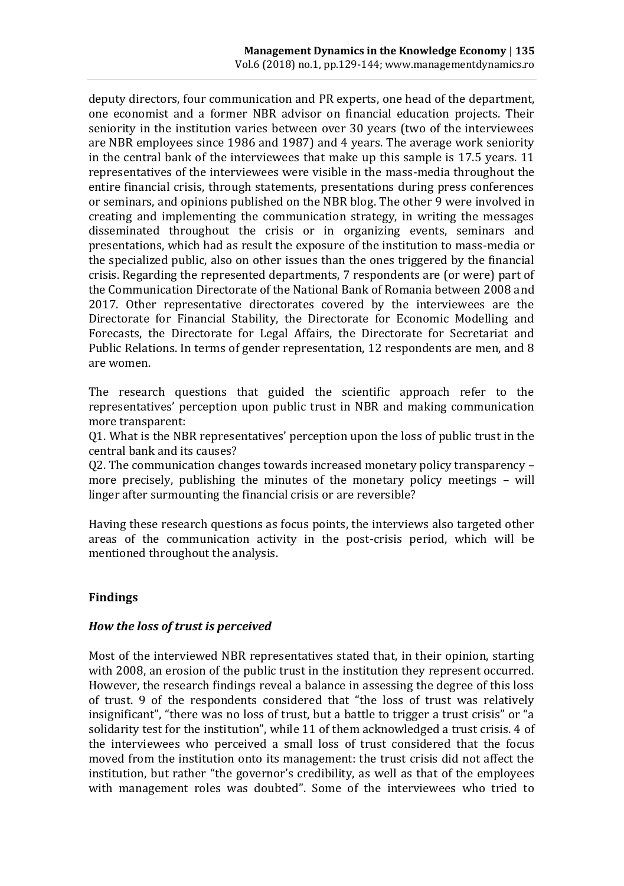deputy directors, four communication and PR experts, one head of the department, one economist and a former NBR advisor on financial education projects. Their seniority in the institution varies between over 30 years (two of the interviewees are NBR employees since 1986 and 1987) and 4 years. The average work seniority in the central bank of the interviewees that make up this sample is 17.5 years. 11 representatives of the interviewees were visible in the mass-media throughout the entire financial crisis, through statements, presentations during press conferences or seminars, and opinions published on the NBR blog. The other 9 were involved in creating and implementing the communication strategy, in writing the messages disseminated throughout the crisis or in organizing events, seminars and presentations, which had as result the exposure of the institution to mass-media or the specialized public, also on other issues than the ones triggered by the financial crisis. Regarding the represented departments, 7 respondents are (or were) part of the Communication Directorate of the National Bank of Romania between 2008 and 2017. Other representative directorates covered by the interviewees are the Directorate for Financial Stability, the Directorate for Economic Modelling and Forecasts, the Directorate for Legal Affairs, the Directorate for Secretariat and Public Relations. In terms of gender representation, 12 respondents are men, and 8 are women.

The research questions that guided the scientific approach refer to the representatives' perception upon public trust in NBR and making communication more transparent:
Q1. What is the NBR representatives' perception upon the loss of public trust in the central bank and its causes?
Q2. The communication changes towards increased monetary policy transparency – more precisely, publishing the minutes of the monetary policy meetings – will linger after surmounting the financial crisis or are reversible?

Having these research questions as focus points, the interviews also targeted other areas of the communication activity in the post-crisis period, which will be mentioned throughout the analysis.

## Findings

### *How the loss of trust is perceived*

Most of the interviewed NBR representatives stated that, in their opinion, starting with 2008, an erosion of the public trust in the institution they represent occurred. However, the research findings reveal a balance in assessing the degree of this loss of trust. 9 of the respondents considered that "the loss of trust was relatively insignificant", "there was no loss of trust, but a battle to trigger a trust crisis" or "a solidarity test for the institution", while 11 of them acknowledged a trust crisis. 4 of the interviewees who perceived a small loss of trust considered that the focus moved from the institution onto its management: the trust crisis did not affect the institution, but rather "the governor's credibility, as well as that of the employees with management roles was doubted". Some of the interviewees who tried to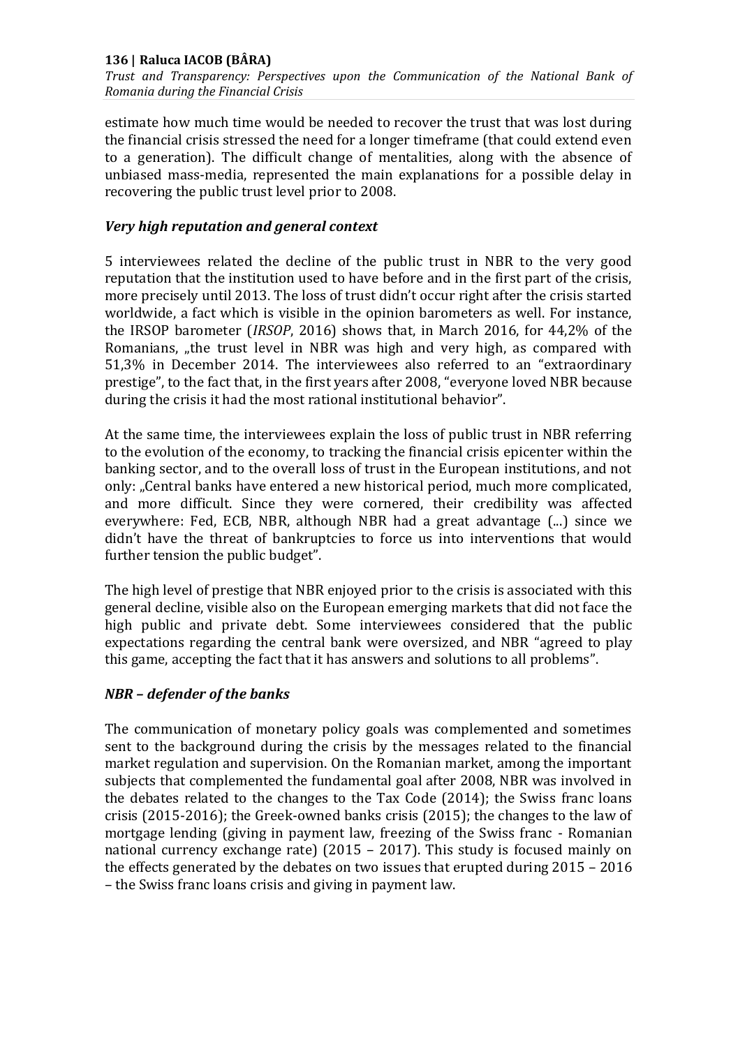estimate how much time would be needed to recover the trust that was lost during the financial crisis stressed the need for a longer timeframe (that could extend even to a generation). The difficult change of mentalities, along with the absence of unbiased mass-media, represented the main explanations for a possible delay in recovering the public trust level prior to 2008.

### *Very high reputation and general context*

5 interviewees related the decline of the public trust in NBR to the very good reputation that the institution used to have before and in the first part of the crisis, more precisely until 2013. The loss of trust didn't occur right after the crisis started worldwide, a fact which is visible in the opinion barometers as well. For instance, the IRSOP barometer (*IRSOP*, 2016) shows that, in March 2016, for 44,2% of the Romanians, „the trust level in NBR was high and very high, as compared with 51,3% in December 2014. The interviewees also referred to an "extraordinary prestige", to the fact that, in the first years after 2008, "everyone loved NBR because during the crisis it had the most rational institutional behavior".

At the same time, the interviewees explain the loss of public trust in NBR referring to the evolution of the economy, to tracking the financial crisis epicenter within the banking sector, and to the overall loss of trust in the European institutions, and not only: „Central banks have entered a new historical period, much more complicated, and more difficult. Since they were cornered, their credibility was affected everywhere: Fed, ECB, NBR, although NBR had a great advantage (...) since we didn't have the threat of bankruptcies to force us into interventions that would further tension the public budget".

The high level of prestige that NBR enjoyed prior to the crisis is associated with this general decline, visible also on the European emerging markets that did not face the high public and private debt. Some interviewees considered that the public expectations regarding the central bank were oversized, and NBR "agreed to play this game, accepting the fact that it has answers and solutions to all problems".

### *NBR – defender of the banks*

The communication of monetary policy goals was complemented and sometimes sent to the background during the crisis by the messages related to the financial market regulation and supervision. On the Romanian market, among the important subjects that complemented the fundamental goal after 2008, NBR was involved in the debates related to the changes to the Tax Code (2014); the Swiss franc loans crisis (2015-2016); the Greek-owned banks crisis (2015); the changes to the law of mortgage lending (giving in payment law, freezing of the Swiss franc - Romanian national currency exchange rate) (2015 – 2017). This study is focused mainly on the effects generated by the debates on two issues that erupted during 2015 – 2016 – the Swiss franc loans crisis and giving in payment law.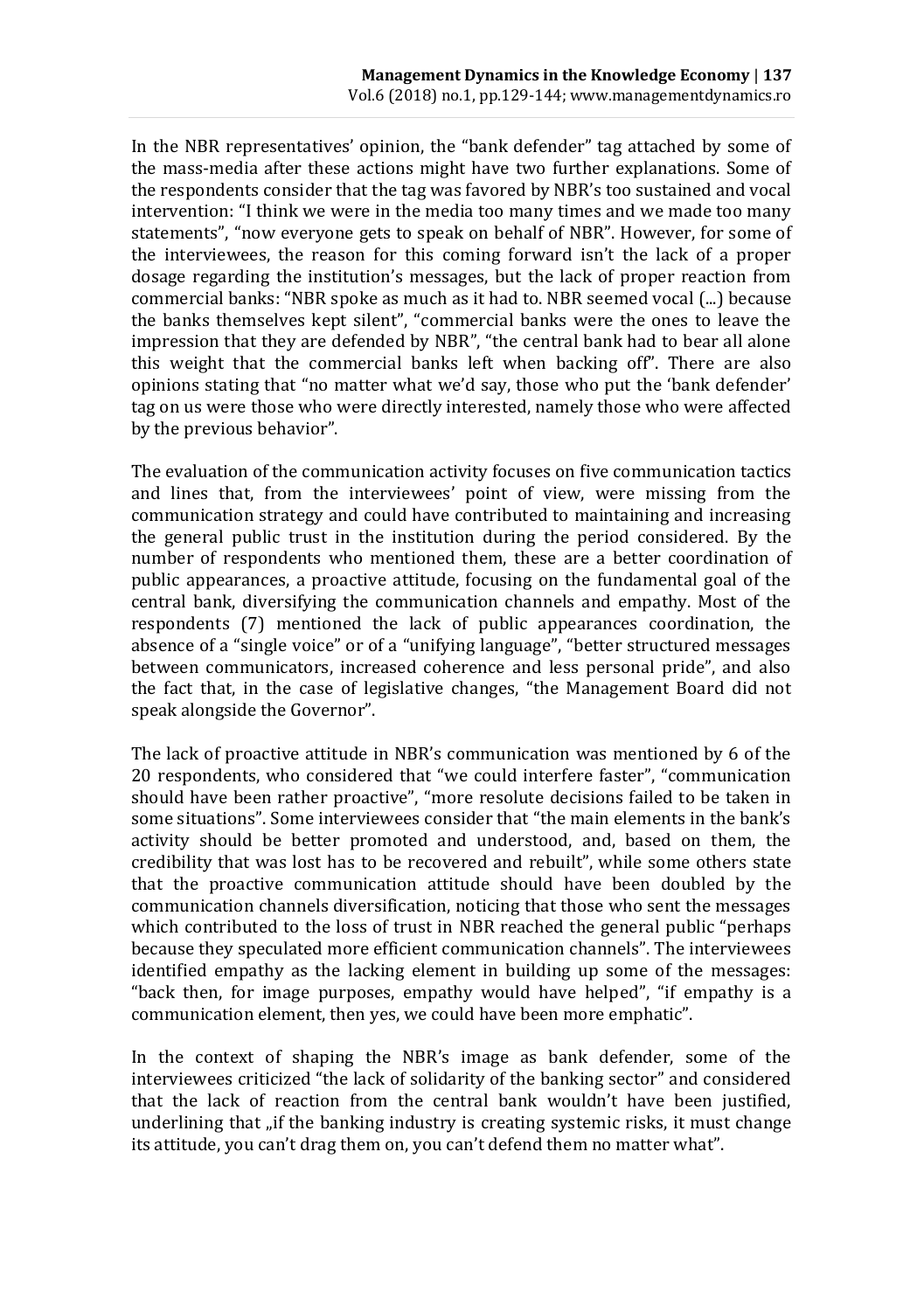In the NBR representatives' opinion, the "bank defender" tag attached by some of the mass-media after these actions might have two further explanations. Some of the respondents consider that the tag was favored by NBR's too sustained and vocal intervention: "I think we were in the media too many times and we made too many statements", "now everyone gets to speak on behalf of NBR". However, for some of the interviewees, the reason for this coming forward isn't the lack of a proper dosage regarding the institution's messages, but the lack of proper reaction from commercial banks: "NBR spoke as much as it had to. NBR seemed vocal (...) because the banks themselves kept silent", "commercial banks were the ones to leave the impression that they are defended by NBR", "the central bank had to bear all alone this weight that the commercial banks left when backing off". There are also opinions stating that "no matter what we'd say, those who put the 'bank defender' tag on us were those who were directly interested, namely those who were affected by the previous behavior".

The evaluation of the communication activity focuses on five communication tactics and lines that, from the interviewees' point of view, were missing from the communication strategy and could have contributed to maintaining and increasing the general public trust in the institution during the period considered. By the number of respondents who mentioned them, these are a better coordination of public appearances, a proactive attitude, focusing on the fundamental goal of the central bank, diversifying the communication channels and empathy. Most of the respondents (7) mentioned the lack of public appearances coordination, the absence of a "single voice" or of a "unifying language", "better structured messages between communicators, increased coherence and less personal pride", and also the fact that, in the case of legislative changes, "the Management Board did not speak alongside the Governor".

The lack of proactive attitude in NBR's communication was mentioned by 6 of the 20 respondents, who considered that "we could interfere faster", "communication should have been rather proactive", "more resolute decisions failed to be taken in some situations". Some interviewees consider that "the main elements in the bank's activity should be better promoted and understood, and, based on them, the credibility that was lost has to be recovered and rebuilt", while some others state that the proactive communication attitude should have been doubled by the communication channels diversification, noticing that those who sent the messages which contributed to the loss of trust in NBR reached the general public "perhaps because they speculated more efficient communication channels". The interviewees identified empathy as the lacking element in building up some of the messages: "back then, for image purposes, empathy would have helped", "if empathy is a communication element, then yes, we could have been more emphatic".

In the context of shaping the NBR's image as bank defender, some of the interviewees criticized "the lack of solidarity of the banking sector" and considered that the lack of reaction from the central bank wouldn't have been justified, underlining that „if the banking industry is creating systemic risks, it must change its attitude, you can't drag them on, you can't defend them no matter what".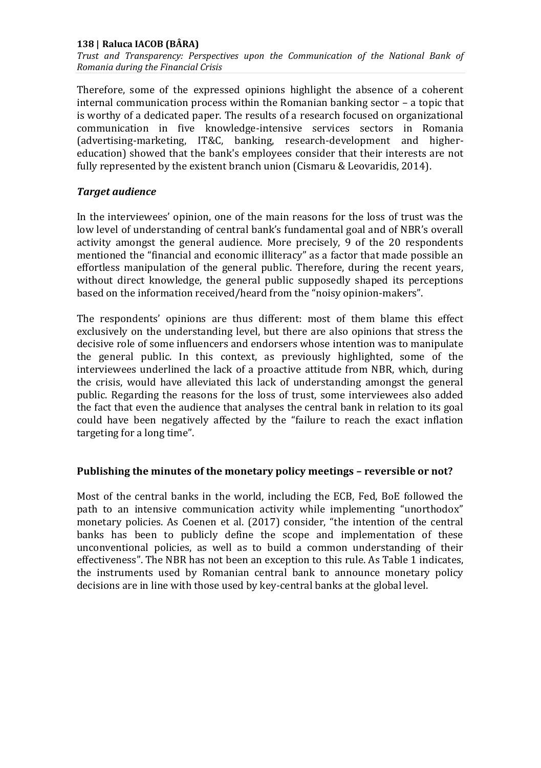Therefore, some of the expressed opinions highlight the absence of a coherent internal communication process within the Romanian banking sector – a topic that is worthy of a dedicated paper. The results of a research focused on organizational communication in five knowledge-intensive services sectors in Romania (advertising-marketing, IT&C, banking, research-development and higher-education) showed that the bank's employees consider that their interests are not fully represented by the existent branch union (Cismaru & Leovaridis, 2014).

### *Target audience*

In the interviewees' opinion, one of the main reasons for the loss of trust was the low level of understanding of central bank's fundamental goal and of NBR's overall activity amongst the general audience. More precisely, 9 of the 20 respondents mentioned the "financial and economic illiteracy" as a factor that made possible an effortless manipulation of the general public. Therefore, during the recent years, without direct knowledge, the general public supposedly shaped its perceptions based on the information received/heard from the "noisy opinion-makers".

The respondents' opinions are thus different: most of them blame this effect exclusively on the understanding level, but there are also opinions that stress the decisive role of some influencers and endorsers whose intention was to manipulate the general public. In this context, as previously highlighted, some of the interviewees underlined the lack of a proactive attitude from NBR, which, during the crisis, would have alleviated this lack of understanding amongst the general public. Regarding the reasons for the loss of trust, some interviewees also added the fact that even the audience that analyses the central bank in relation to its goal could have been negatively affected by the "failure to reach the exact inflation targeting for a long time".

## Publishing the minutes of the monetary policy meetings – reversible or not?

Most of the central banks in the world, including the ECB, Fed, BoE followed the path to an intensive communication activity while implementing "unorthodox" monetary policies. As Coenen et al. (2017) consider, "the intention of the central banks has been to publicly define the scope and implementation of these unconventional policies, as well as to build a common understanding of their effectiveness". The NBR has not been an exception to this rule. As Table 1 indicates, the instruments used by Romanian central bank to announce monetary policy decisions are in line with those used by key-central banks at the global level.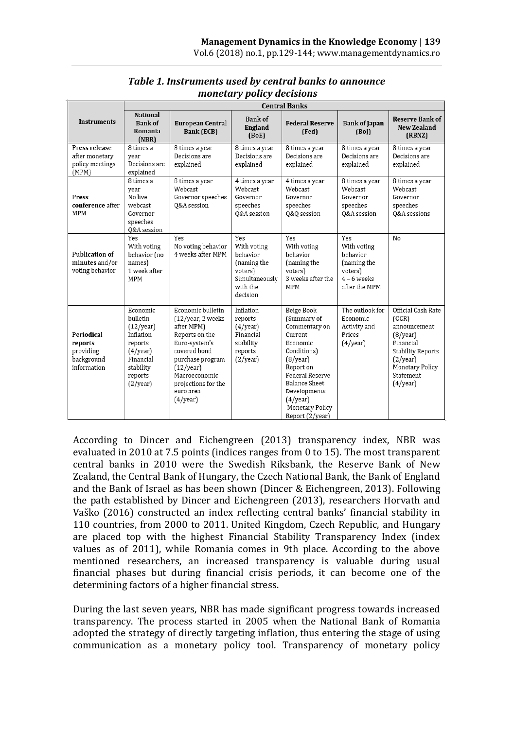***Table 1. Instruments used by central banks to announce monetary policy decisions***

| Instruments | Central Banks | | | | | |
|---|---|---|---|---|---|---|
| | **National Bank of Romania (NBR)** | **European Central Bank (ECB)** | **Bank of England (BoE)** | **Federal Reserve (Fed)** | **Bank of Japan (BoJ)** | **Reserve Bank of New Zealand (RBNZ)** |
| **Press release** after monetary policy meetings (MPM) | 8 times a year Decisions are explained | 8 times a year Decisions are explained | 8 times a year Decisions are explained | 8 times a year Decisions are explained | 8 times a year Decisions are explained | 8 times a year Decisions are explained |
| **Press conference** after MPM | 8 times a year No live webcast Governor speeches Q&A session | 8 times a year Webcast Governor speeches Q&A session | 4 times a year Webcast Governor speeches Q&A session | 4 times a year Webcast Governor speeches Q&Q session | 8 times a year Webcast Governor speeches Q&A session | 8 times a year Webcast Governor speeches Q&A sessions |
| **Publication of minutes** and/or voting behavior | Yes With voting behavior (no names) 1 week after MPM | Yes No voting behavior 4 weeks after MPM | Yes With voting behavior (naming the voters) Simultaneously with the decision | Yes With voting behavior (naming the voters) 3 weeks after the MPM | Yes With voting behavior (naming the voters) 4 – 6 weeks after the MPM | No |
| **Periodical reports** providing background information | Economic bulletin (12/year) Inflation reports (4/year) Financial stability reports (2/year) | Economic bulletin (12/year, 2 weeks after MPM) Reports on the Euro-system's covered bond purchase program (12/year) Macroeconomic projections for the euro area (4/year) | Inflation reports (4/year) Financial stability reports (2/year) | Beige Book (Summary of Commentary on Current Economic Conditions) (8/year) Report on Federal Reserve Balance Sheet Developments (4/year) Monetary Policy Report (2/year) | The outlook for Economic Activity and Prices (4/year) | Official Cash Rate (OCR) announcement (8/year) Financial Stability Reports (2/year) Monetary Policy Statement (4/year) |

According to Dincer and Eichengreen (2013) transparency index, NBR was evaluated in 2010 at 7.5 points (indices ranges from 0 to 15). The most transparent central banks in 2010 were the Swedish Riksbank, the Reserve Bank of New Zealand, the Central Bank of Hungary, the Czech National Bank, the Bank of England and the Bank of Israel as has been shown (Dincer & Eichengreen, 2013). Following the path established by Dincer and Eichengreen (2013), researchers Horvath and Vaško (2016) constructed an index reflecting central banks' financial stability in 110 countries, from 2000 to 2011. United Kingdom, Czech Republic, and Hungary are placed top with the highest Financial Stability Transparency Index (index values as of 2011), while Romania comes in 9th place. According to the above mentioned researchers, an increased transparency is valuable during usual financial phases but during financial crisis periods, it can become one of the determining factors of a higher financial stress.

During the last seven years, NBR has made significant progress towards increased transparency. The process started in 2005 when the National Bank of Romania adopted the strategy of directly targeting inflation, thus entering the stage of using communication as a monetary policy tool. Transparency of monetary policy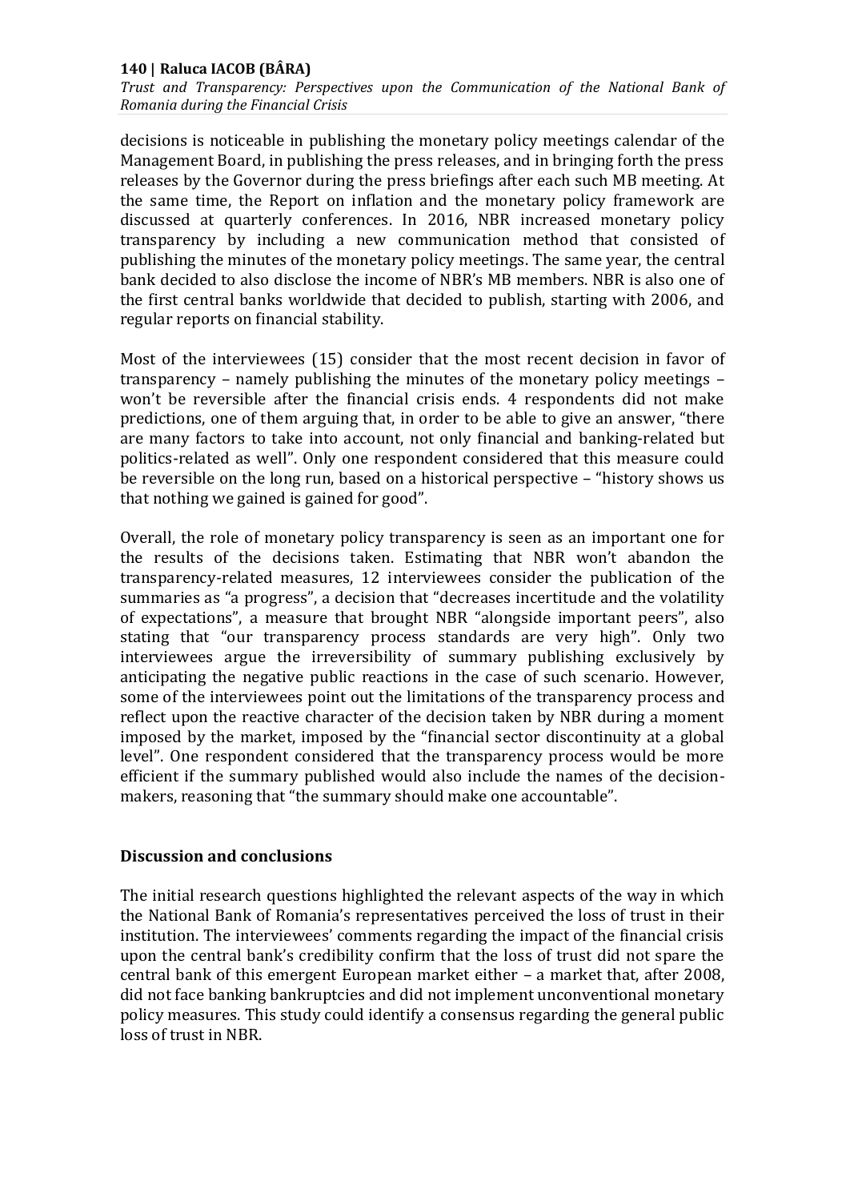decisions is noticeable in publishing the monetary policy meetings calendar of the Management Board, in publishing the press releases, and in bringing forth the press releases by the Governor during the press briefings after each such MB meeting. At the same time, the Report on inflation and the monetary policy framework are discussed at quarterly conferences. In 2016, NBR increased monetary policy transparency by including a new communication method that consisted of publishing the minutes of the monetary policy meetings. The same year, the central bank decided to also disclose the income of NBR's MB members. NBR is also one of the first central banks worldwide that decided to publish, starting with 2006, and regular reports on financial stability.

Most of the interviewees (15) consider that the most recent decision in favor of transparency – namely publishing the minutes of the monetary policy meetings – won't be reversible after the financial crisis ends. 4 respondents did not make predictions, one of them arguing that, in order to be able to give an answer, "there are many factors to take into account, not only financial and banking-related but politics-related as well". Only one respondent considered that this measure could be reversible on the long run, based on a historical perspective – "history shows us that nothing we gained is gained for good".

Overall, the role of monetary policy transparency is seen as an important one for the results of the decisions taken. Estimating that NBR won't abandon the transparency-related measures, 12 interviewees consider the publication of the summaries as "a progress", a decision that "decreases incertitude and the volatility of expectations", a measure that brought NBR "alongside important peers", also stating that "our transparency process standards are very high". Only two interviewees argue the irreversibility of summary publishing exclusively by anticipating the negative public reactions in the case of such scenario. However, some of the interviewees point out the limitations of the transparency process and reflect upon the reactive character of the decision taken by NBR during a moment imposed by the market, imposed by the "financial sector discontinuity at a global level". One respondent considered that the transparency process would be more efficient if the summary published would also include the names of the decision-makers, reasoning that "the summary should make one accountable".

## Discussion and conclusions

The initial research questions highlighted the relevant aspects of the way in which the National Bank of Romania's representatives perceived the loss of trust in their institution. The interviewees' comments regarding the impact of the financial crisis upon the central bank's credibility confirm that the loss of trust did not spare the central bank of this emergent European market either – a market that, after 2008, did not face banking bankruptcies and did not implement unconventional monetary policy measures. This study could identify a consensus regarding the general public loss of trust in NBR.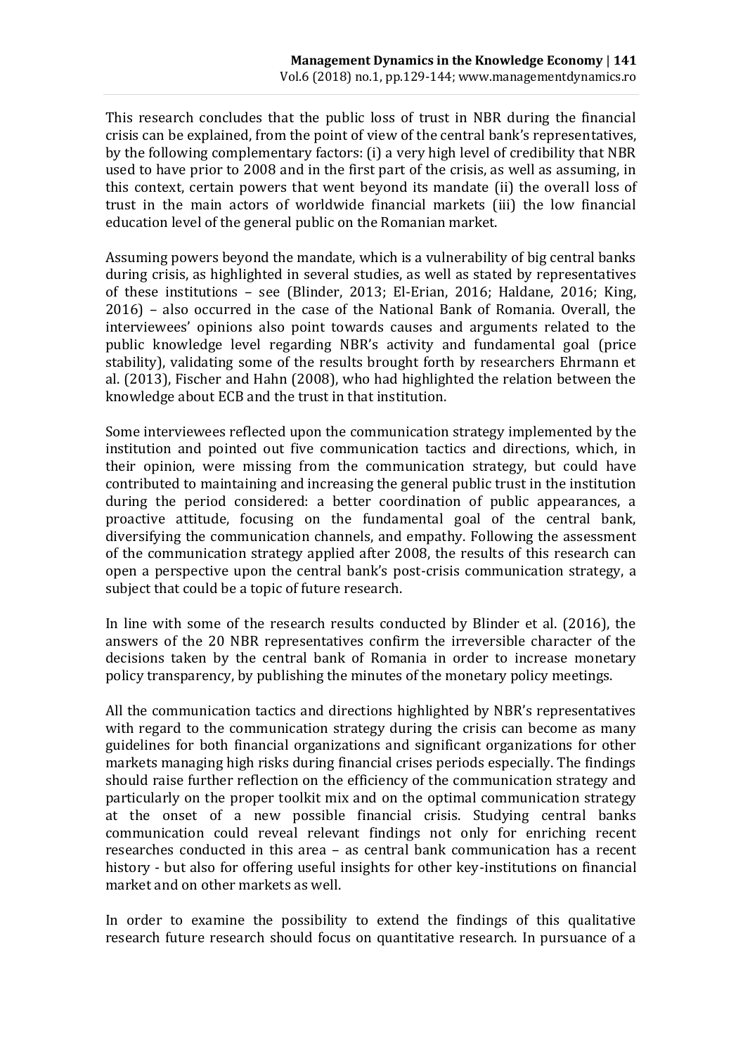This research concludes that the public loss of trust in NBR during the financial crisis can be explained, from the point of view of the central bank's representatives, by the following complementary factors: (i) a very high level of credibility that NBR used to have prior to 2008 and in the first part of the crisis, as well as assuming, in this context, certain powers that went beyond its mandate (ii) the overall loss of trust in the main actors of worldwide financial markets (iii) the low financial education level of the general public on the Romanian market.

Assuming powers beyond the mandate, which is a vulnerability of big central banks during crisis, as highlighted in several studies, as well as stated by representatives of these institutions – see (Blinder, 2013; El-Erian, 2016; Haldane, 2016; King, 2016) – also occurred in the case of the National Bank of Romania. Overall, the interviewees' opinions also point towards causes and arguments related to the public knowledge level regarding NBR's activity and fundamental goal (price stability), validating some of the results brought forth by researchers Ehrmann et al. (2013), Fischer and Hahn (2008), who had highlighted the relation between the knowledge about ECB and the trust in that institution.

Some interviewees reflected upon the communication strategy implemented by the institution and pointed out five communication tactics and directions, which, in their opinion, were missing from the communication strategy, but could have contributed to maintaining and increasing the general public trust in the institution during the period considered: a better coordination of public appearances, a proactive attitude, focusing on the fundamental goal of the central bank, diversifying the communication channels, and empathy. Following the assessment of the communication strategy applied after 2008, the results of this research can open a perspective upon the central bank's post-crisis communication strategy, a subject that could be a topic of future research.

In line with some of the research results conducted by Blinder et al. (2016), the answers of the 20 NBR representatives confirm the irreversible character of the decisions taken by the central bank of Romania in order to increase monetary policy transparency, by publishing the minutes of the monetary policy meetings.

All the communication tactics and directions highlighted by NBR's representatives with regard to the communication strategy during the crisis can become as many guidelines for both financial organizations and significant organizations for other markets managing high risks during financial crises periods especially. The findings should raise further reflection on the efficiency of the communication strategy and particularly on the proper toolkit mix and on the optimal communication strategy at the onset of a new possible financial crisis. Studying central banks communication could reveal relevant findings not only for enriching recent researches conducted in this area – as central bank communication has a recent history - but also for offering useful insights for other key-institutions on financial market and on other markets as well.

In order to examine the possibility to extend the findings of this qualitative research future research should focus on quantitative research. In pursuance of a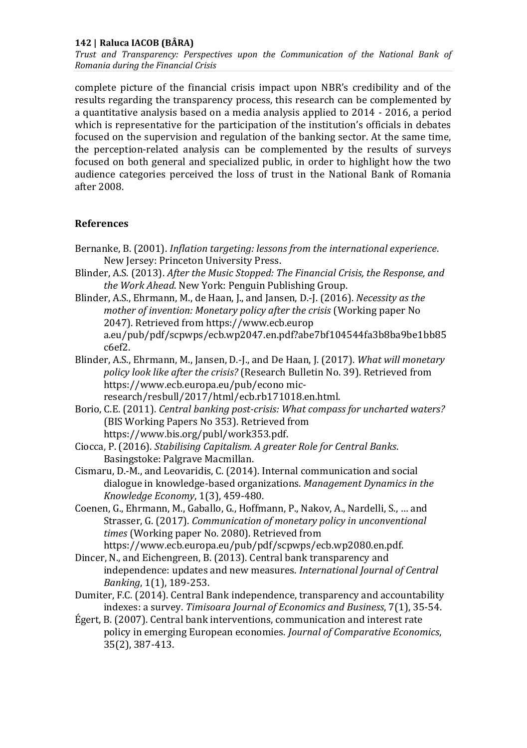complete picture of the financial crisis impact upon NBR's credibility and of the results regarding the transparency process, this research can be complemented by a quantitative analysis based on a media analysis applied to 2014 - 2016, a period which is representative for the participation of the institution's officials in debates focused on the supervision and regulation of the banking sector. At the same time, the perception-related analysis can be complemented by the results of surveys focused on both general and specialized public, in order to highlight how the two audience categories perceived the loss of trust in the National Bank of Romania after 2008.

## References

Bernanke, B. (2001). *Inflation targeting: lessons from the international experience*. New Jersey: Princeton University Press.

Blinder, A.S. (2013). *After the Music Stopped: The Financial Crisis, the Response, and the Work Ahead*. New York: Penguin Publishing Group.

Blinder, A.S., Ehrmann, M., de Haan, J., and Jansen, D.-J. (2016). *Necessity as the mother of invention: Monetary policy after the crisis* (Working paper No 2047). Retrieved from https://www.ecb.europa.eu/pub/pdf/scpwps/ecb.wp2047.en.pdf?abe7bf104544fa3b8ba9be1bb85c6ef2.

Blinder, A.S., Ehrmann, M., Jansen, D.-J., and De Haan, J. (2017). *What will monetary policy look like after the crisis?* (Research Bulletin No. 39). Retrieved from https://www.ecb.europa.eu/pub/economic-research/resbull/2017/html/ecb.rb171018.en.html.

Borio, C.E. (2011). *Central banking post-crisis: What compass for uncharted waters?* (BIS Working Papers No 353). Retrieved from https://www.bis.org/publ/work353.pdf.

Ciocca, P. (2016). *Stabilising Capitalism. A greater Role for Central Banks*. Basingstoke: Palgrave Macmillan.

Cismaru, D.-M., and Leovaridis, C. (2014). Internal communication and social dialogue in knowledge-based organizations. *Management Dynamics in the Knowledge Economy*, 1(3), 459-480.

Coenen, G., Ehrmann, M., Gaballo, G., Hoffmann, P., Nakov, A., Nardelli, S., … and Strasser, G. (2017). *Communication of monetary policy in unconventional times* (Working paper No. 2080). Retrieved from https://www.ecb.europa.eu/pub/pdf/scpwps/ecb.wp2080.en.pdf.

Dincer, N., and Eichengreen, B. (2013). Central bank transparency and independence: updates and new measures. *International Journal of Central Banking*, 1(1), 189-253.

Dumiter, F.C. (2014). Central Bank independence, transparency and accountability indexes: a survey. *Timisoara Journal of Economics and Business*, 7(1), 35-54.

Égert, B. (2007). Central bank interventions, communication and interest rate policy in emerging European economies. *Journal of Comparative Economics*, 35(2), 387-413.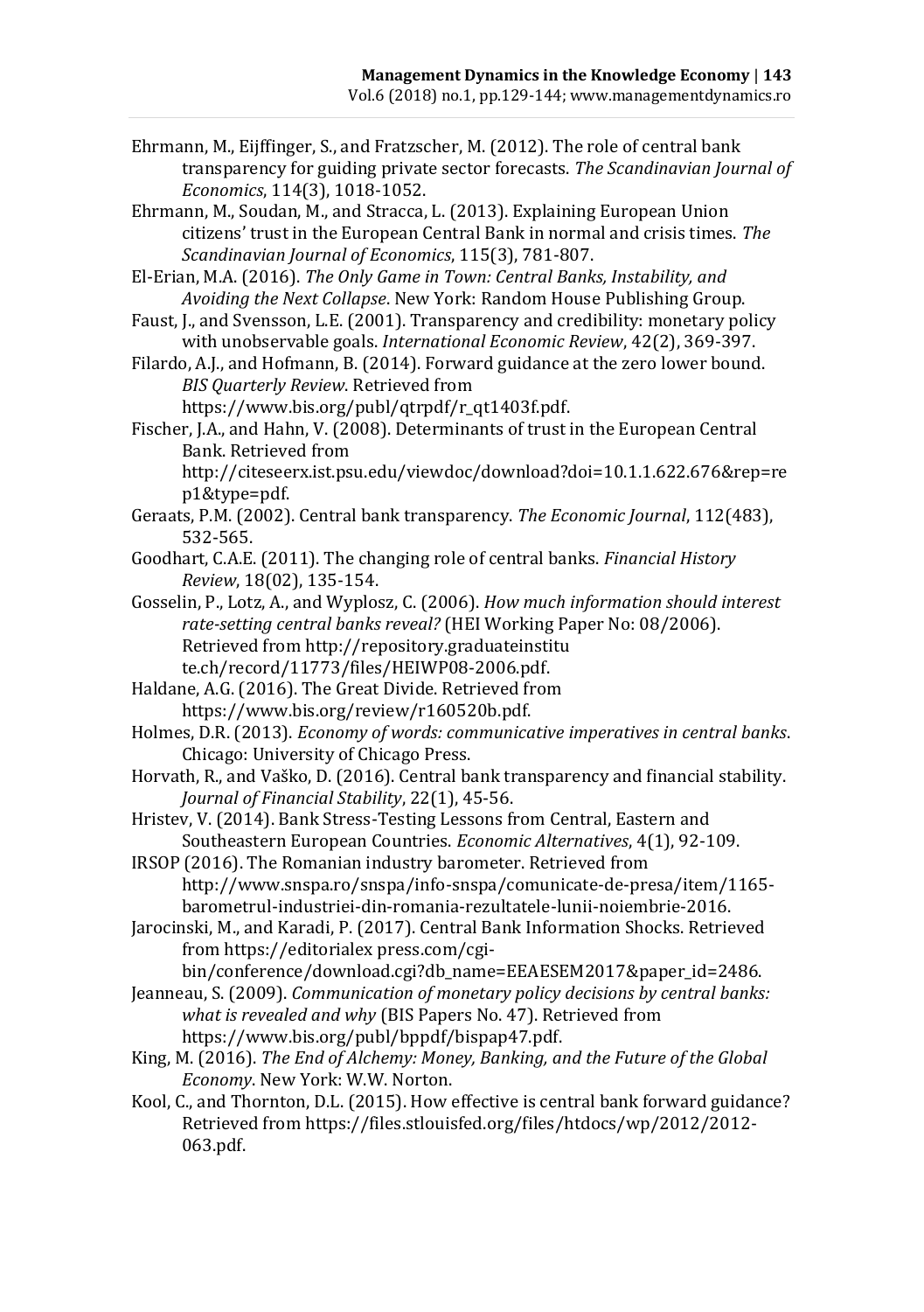Ehrmann, M., Eijffinger, S., and Fratzscher, M. (2012). The role of central bank transparency for guiding private sector forecasts. *The Scandinavian Journal of Economics*, 114(3), 1018-1052.

Ehrmann, M., Soudan, M., and Stracca, L. (2013). Explaining European Union citizens' trust in the European Central Bank in normal and crisis times. *The Scandinavian Journal of Economics*, 115(3), 781-807.

El-Erian, M.A. (2016). *The Only Game in Town: Central Banks, Instability, and Avoiding the Next Collapse*. New York: Random House Publishing Group.

Faust, J., and Svensson, L.E. (2001). Transparency and credibility: monetary policy with unobservable goals. *International Economic Review*, 42(2), 369-397.

Filardo, A.J., and Hofmann, B. (2014). Forward guidance at the zero lower bound. *BIS Quarterly Review*. Retrieved from https://www.bis.org/publ/qtrpdf/r_qt1403f.pdf.

Fischer, J.A., and Hahn, V. (2008). Determinants of trust in the European Central Bank. Retrieved from http://citeseerx.ist.psu.edu/viewdoc/download?doi=10.1.1.622.676&rep=rep1&type=pdf.

Geraats, P.M. (2002). Central bank transparency. *The Economic Journal*, 112(483), 532-565.

Goodhart, C.A.E. (2011). The changing role of central banks. *Financial History Review*, 18(02), 135-154.

Gosselin, P., Lotz, A., and Wyplosz, C. (2006). *How much information should interest rate-setting central banks reveal?* (HEI Working Paper No: 08/2006). Retrieved from http://repository.graduateinstitute.ch/record/11773/files/HEIWP08-2006.pdf.

Haldane, A.G. (2016). The Great Divide. Retrieved from https://www.bis.org/review/r160520b.pdf.

Holmes, D.R. (2013). *Economy of words: communicative imperatives in central banks*. Chicago: University of Chicago Press.

Horvath, R., and Vaško, D. (2016). Central bank transparency and financial stability. *Journal of Financial Stability*, 22(1), 45-56.

Hristev, V. (2014). Bank Stress-Testing Lessons from Central, Eastern and Southeastern European Countries. *Economic Alternatives*, 4(1), 92-109.

IRSOP (2016). The Romanian industry barometer. Retrieved from http://www.snspa.ro/snspa/info-snspa/comunicate-de-presa/item/1165-barometrul-industriei-din-romania-rezultatele-lunii-noiembrie-2016.

Jarocinski, M., and Karadi, P. (2017). Central Bank Information Shocks. Retrieved from https://editorialex press.com/cgi-bin/conference/download.cgi?db_name=EEAESEM2017&paper_id=2486.

Jeanneau, S. (2009). *Communication of monetary policy decisions by central banks: what is revealed and why* (BIS Papers No. 47). Retrieved from https://www.bis.org/publ/bppdf/bispap47.pdf.

King, M. (2016). *The End of Alchemy: Money, Banking, and the Future of the Global Economy*. New York: W.W. Norton.

Kool, C., and Thornton, D.L. (2015). How effective is central bank forward guidance? Retrieved from https://files.stlouisfed.org/files/htdocs/wp/2012/2012-063.pdf.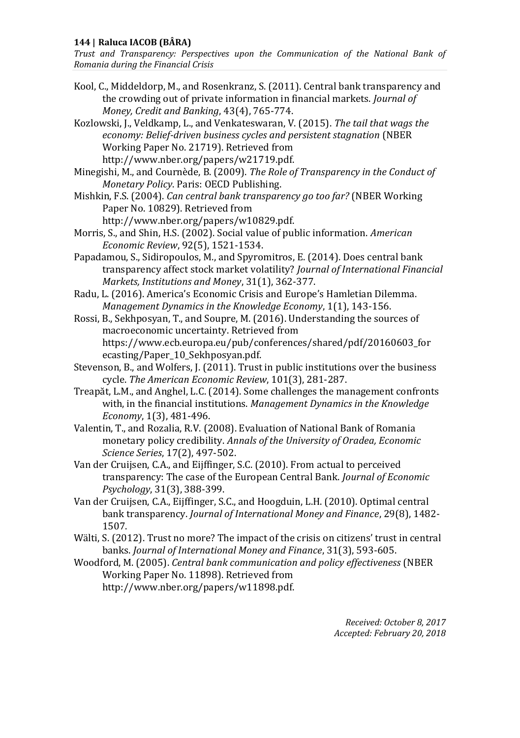Kool, C., Middeldorp, M., and Rosenkranz, S. (2011). Central bank transparency and the crowding out of private information in financial markets. *Journal of Money, Credit and Banking*, 43(4), 765-774.

Kozlowski, J., Veldkamp, L., and Venkateswaran, V. (2015). *The tail that wags the economy: Belief-driven business cycles and persistent stagnation* (NBER Working Paper No. 21719). Retrieved from http://www.nber.org/papers/w21719.pdf.

Minegishi, M., and Cournède, B. (2009). *The Role of Transparency in the Conduct of Monetary Policy*. Paris: OECD Publishing.

Mishkin, F.S. (2004). *Can central bank transparency go too far?* (NBER Working Paper No. 10829). Retrieved from http://www.nber.org/papers/w10829.pdf.

Morris, S., and Shin, H.S. (2002). Social value of public information. *American Economic Review*, 92(5), 1521-1534.

Papadamou, S., Sidiropoulos, M., and Spyromitros, E. (2014). Does central bank transparency affect stock market volatility? *Journal of International Financial Markets, Institutions and Money*, 31(1), 362-377.

Radu, L. (2016). America's Economic Crisis and Europe's Hamletian Dilemma. *Management Dynamics in the Knowledge Economy*, 1(1), 143-156.

Rossi, B., Sekhposyan, T., and Soupre, M. (2016). Understanding the sources of macroeconomic uncertainty. Retrieved from https://www.ecb.europa.eu/pub/conferences/shared/pdf/20160603_forecasting/Paper_10_Sekhposyan.pdf.

Stevenson, B., and Wolfers, J. (2011). Trust in public institutions over the business cycle. *The American Economic Review*, 101(3), 281-287.

Treapăt, L.M., and Anghel, L.C. (2014). Some challenges the management confronts with, in the financial institutions. *Management Dynamics in the Knowledge Economy*, 1(3), 481-496.

Valentin, T., and Rozalia, R.V. (2008). Evaluation of National Bank of Romania monetary policy credibility. *Annals of the University of Oradea, Economic Science Series*, 17(2), 497-502.

Van der Cruijsen, C.A., and Eijffinger, S.C. (2010). From actual to perceived transparency: The case of the European Central Bank. *Journal of Economic Psychology*, 31(3), 388-399.

Van der Cruijsen, C.A., Eijffinger, S.C., and Hoogduin, L.H. (2010). Optimal central bank transparency. *Journal of International Money and Finance*, 29(8), 1482-1507.

Wälti, S. (2012). Trust no more? The impact of the crisis on citizens' trust in central banks. *Journal of International Money and Finance*, 31(3), 593-605.

Woodford, M. (2005). *Central bank communication and policy effectiveness* (NBER Working Paper No. 11898). Retrieved from http://www.nber.org/papers/w11898.pdf.

*Received: October 8, 2017*
*Accepted: February 20, 2018*